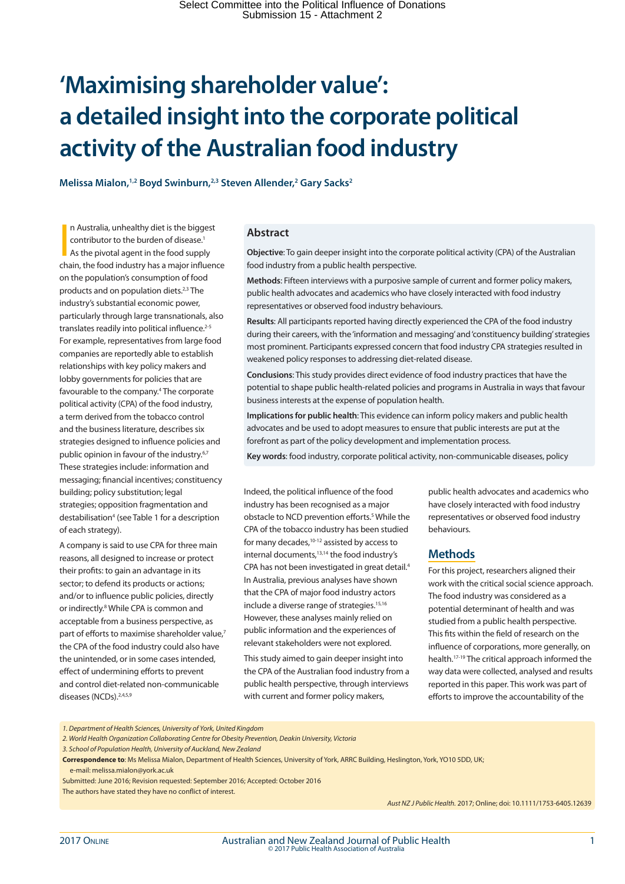# 'Maximising shareholder value': a detailed insight into the corporate political activity of the Australian food industry

**Melissa Mialon,[1,2] Boyd Swinburn,[2,3] Steven Allender,[2] Gary Sacks[2]**

## Abstract

**Objective**: To gain deeper insight into the corporate political activity (CPA) of the Australian food industry from a public health perspective.

**Methods**: Fifteen interviews with a purposive sample of current and former policy makers, public health advocates and academics who have closely interacted with food industry representatives or observed food industry behaviours.

**Results**: All participants reported having directly experienced the CPA of the food industry during their careers, with the 'information and messaging' and 'constituency building' strategies most prominent. Participants expressed concern that food industry CPA strategies resulted in weakened policy responses to addressing diet-related disease.

**Conclusions**: This study provides direct evidence of food industry practices that have the potential to shape public health-related policies and programs in Australia in ways that favour business interests at the expense of population health.

**Implications for public health**: This evidence can inform policy makers and public health advocates and be used to adopt measures to ensure that public interests are put at the forefront as part of the policy development and implementation process.

**Key words**: food industry, corporate political activity, non-communicable diseases, policy

In Australia, unhealthy diet is the biggest contributor to the burden of disease.[1] As the pivotal agent in the food supply chain, the food industry has a major influence on the population's consumption of food products and on population diets.[2,3] The industry's substantial economic power, particularly through large transnationals, also translates readily into political influence.[2-5] For example, representatives from large food companies are reportedly able to establish relationships with key policy makers and lobby governments for policies that are favourable to the company.[4] The corporate political activity (CPA) of the food industry, a term derived from the tobacco control and the business literature, describes six strategies designed to influence policies and public opinion in favour of the industry.[6,7] These strategies include: information and messaging; financial incentives; constituency building; policy substitution; legal strategies; opposition fragmentation and destabilisation[4] (see Table 1 for a description of each strategy).

A company is said to use CPA for three main reasons, all designed to increase or protect their profits: to gain an advantage in its sector; to defend its products or actions; and/or to influence public policies, directly or indirectly.[8] While CPA is common and acceptable from a business perspective, as part of efforts to maximise shareholder value,[7] the CPA of the food industry could also have the unintended, or in some cases intended, effect of undermining efforts to prevent and control diet-related non-communicable diseases (NCDs).[2,4,5,9]

Indeed, the political influence of the food industry has been recognised as a major obstacle to NCD prevention efforts.[5] While the CPA of the tobacco industry has been studied for many decades,[10-12] assisted by access to internal documents,[13,14] the food industry's CPA has not been investigated in great detail.[4] In Australia, previous analyses have shown that the CPA of major food industry actors include a diverse range of strategies.[15,16] However, these analyses mainly relied on public information and the experiences of relevant stakeholders were not explored.

This study aimed to gain deeper insight into the CPA of the Australian food industry from a public health perspective, through interviews with current and former policy makers, public health advocates and academics who have closely interacted with food industry representatives or observed food industry behaviours.

## Methods

For this project, researchers aligned their work with the critical social science approach. The food industry was considered as a potential determinant of health and was studied from a public health perspective. This fits within the field of research on the influence of corporations, more generally, on health.[17-19] The critical approach informed the way data were collected, analysed and results reported in this paper. This work was part of efforts to improve the accountability of the

*1. Department of Health Sciences, University of York, United Kingdom*
*2. World Health Organization Collaborating Centre for Obesity Prevention, Deakin University, Victoria*
*3. School of Population Health, University of Auckland, New Zealand*

**Correspondence to**: Ms Melissa Mialon, Department of Health Sciences, University of York, ARRC Building, Heslington, York, YO10 5DD, UK; e-mail: melissa.mialon@york.ac.uk

Submitted: June 2016; Revision requested: September 2016; Accepted: October 2016

The authors have stated they have no conflict of interest.

*Aust NZ J Public Health.* 2017; Online; doi: 10.1111/1753-6405.12639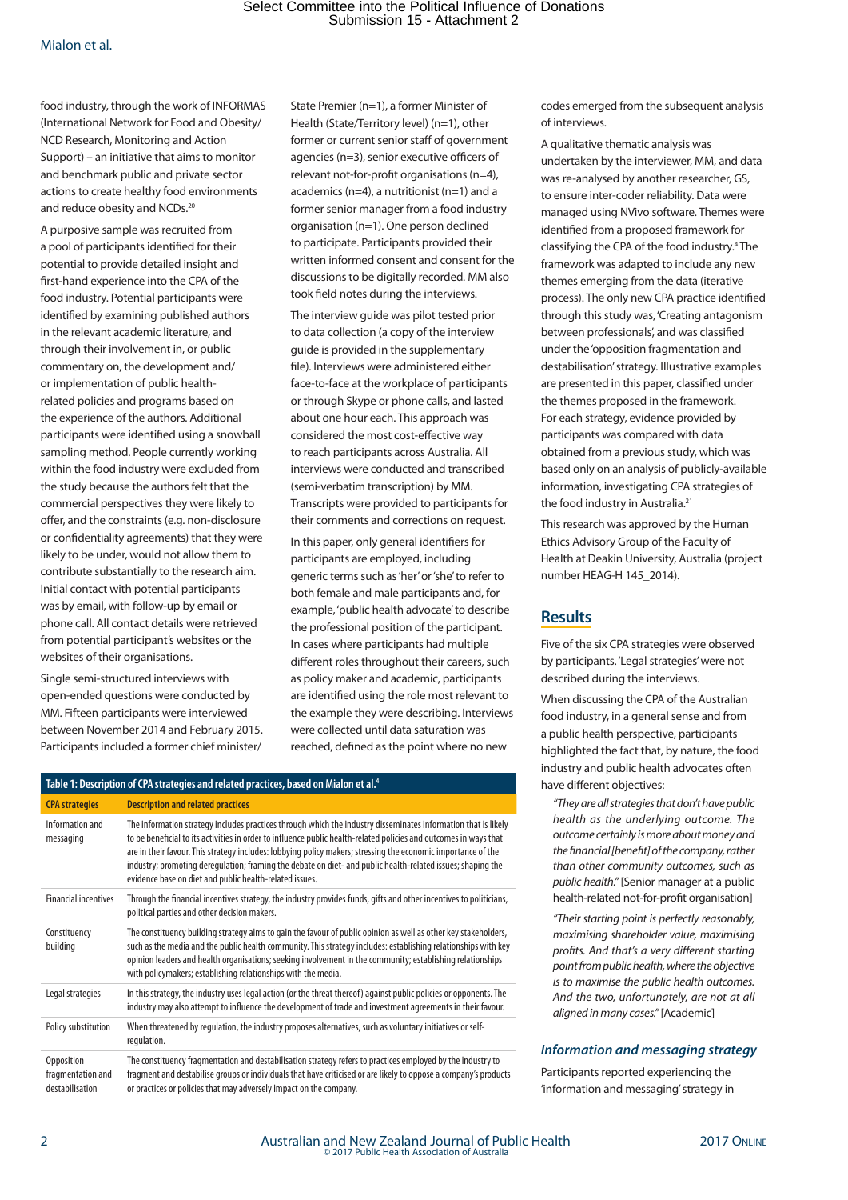food industry, through the work of INFORMAS (International Network for Food and Obesity/ NCD Research, Monitoring and Action Support) – an initiative that aims to monitor and benchmark public and private sector actions to create healthy food environments and reduce obesity and NCDs.[20]

A purposive sample was recruited from a pool of participants identified for their potential to provide detailed insight and first-hand experience into the CPA of the food industry. Potential participants were identified by examining published authors in the relevant academic literature, and through their involvement in, or public commentary on, the development and/ or implementation of public health-related policies and programs based on the experience of the authors. Additional participants were identified using a snowball sampling method. People currently working within the food industry were excluded from the study because the authors felt that the commercial perspectives they were likely to offer, and the constraints (e.g. non-disclosure or confidentiality agreements) that they were likely to be under, would not allow them to contribute substantially to the research aim. Initial contact with potential participants was by email, with follow-up by email or phone call. All contact details were retrieved from potential participant's websites or the websites of their organisations.

Single semi-structured interviews with open-ended questions were conducted by MM. Fifteen participants were interviewed between November 2014 and February 2015. Participants included a former chief minister/ State Premier (n=1), a former Minister of Health (State/Territory level) (n=1), other former or current senior staff of government agencies (n=3), senior executive officers of relevant not-for-profit organisations (n=4), academics (n=4), a nutritionist (n=1) and a former senior manager from a food industry organisation (n=1). One person declined to participate. Participants provided their written informed consent and consent for the discussions to be digitally recorded. MM also took field notes during the interviews.

The interview guide was pilot tested prior to data collection (a copy of the interview guide is provided in the supplementary file). Interviews were administered either face-to-face at the workplace of participants or through Skype or phone calls, and lasted about one hour each. This approach was considered the most cost-effective way to reach participants across Australia. All interviews were conducted and transcribed (semi-verbatim transcription) by MM. Transcripts were provided to participants for their comments and corrections on request.

In this paper, only general identifiers for participants are employed, including generic terms such as 'her' or 'she' to refer to both female and male participants and, for example, 'public health advocate' to describe the professional position of the participant. In cases where participants had multiple different roles throughout their careers, such as policy maker and academic, participants are identified using the role most relevant to the example they were describing. Interviews were collected until data saturation was reached, defined as the point where no new codes emerged from the subsequent analysis of interviews.

A qualitative thematic analysis was undertaken by the interviewer, MM, and data was re-analysed by another researcher, GS, to ensure inter-coder reliability. Data were managed using NVivo software. Themes were identified from a proposed framework for classifying the CPA of the food industry.[4] The framework was adapted to include any new themes emerging from the data (iterative process). The only new CPA practice identified through this study was, 'Creating antagonism between professionals', and was classified under the 'opposition fragmentation and destabilisation' strategy. Illustrative examples are presented in this paper, classified under the themes proposed in the framework. For each strategy, evidence provided by participants was compared with data obtained from a previous study, which was based only on an analysis of publicly-available information, investigating CPA strategies of the food industry in Australia.[21]

This research was approved by the Human Ethics Advisory Group of the Faculty of Health at Deakin University, Australia (project number HEAG-H 145_2014).

**Table 1: Description of CPA strategies and related practices, based on Mialon et al.[4]**

| CPA strategies | Description and related practices |
|---|---|
| Information and messaging | The information strategy includes practices through which the industry disseminates information that is likely to be beneficial to its activities in order to influence public health-related policies and outcomes in ways that are in their favour. This strategy includes: lobbying policy makers; stressing the economic importance of the industry; promoting deregulation; framing the debate on diet- and public health-related issues; shaping the evidence base on diet and public health-related issues. |
| Financial incentives | Through the financial incentives strategy, the industry provides funds, gifts and other incentives to politicians, political parties and other decision makers. |
| Constituency building | The constituency building strategy aims to gain the favour of public opinion as well as other key stakeholders, such as the media and the public health community. This strategy includes: establishing relationships with key opinion leaders and health organisations; seeking involvement in the community; establishing relationships with policymakers; establishing relationships with the media. |
| Legal strategies | In this strategy, the industry uses legal action (or the threat thereof) against public policies or opponents. The industry may also attempt to influence the development of trade and investment agreements in their favour. |
| Policy substitution | When threatened by regulation, the industry proposes alternatives, such as voluntary initiatives or self-regulation. |
| Opposition fragmentation and destabilisation | The constituency fragmentation and destabilisation strategy refers to practices employed by the industry to fragment and destabilise groups or individuals that have criticised or are likely to oppose a company's products or practices or policies that may adversely impact on the company. |

## Results

Five of the six CPA strategies were observed by participants. 'Legal strategies' were not described during the interviews.

When discussing the CPA of the Australian food industry, in a general sense and from a public health perspective, participants highlighted the fact that, by nature, the food industry and public health advocates often have different objectives:

> *"They are all strategies that don't have public health as the underlying outcome. The outcome certainly is more about money and the financial [benefit] of the company, rather than other community outcomes, such as public health."* [Senior manager at a public health-related not-for-profit organisation]

> *"Their starting point is perfectly reasonably, maximising shareholder value, maximising profits. And that's a very different starting point from public health, where the objective is to maximise the public health outcomes. And the two, unfortunately, are not at all aligned in many cases."* [Academic]

### *Information and messaging strategy*

Participants reported experiencing the 'information and messaging' strategy in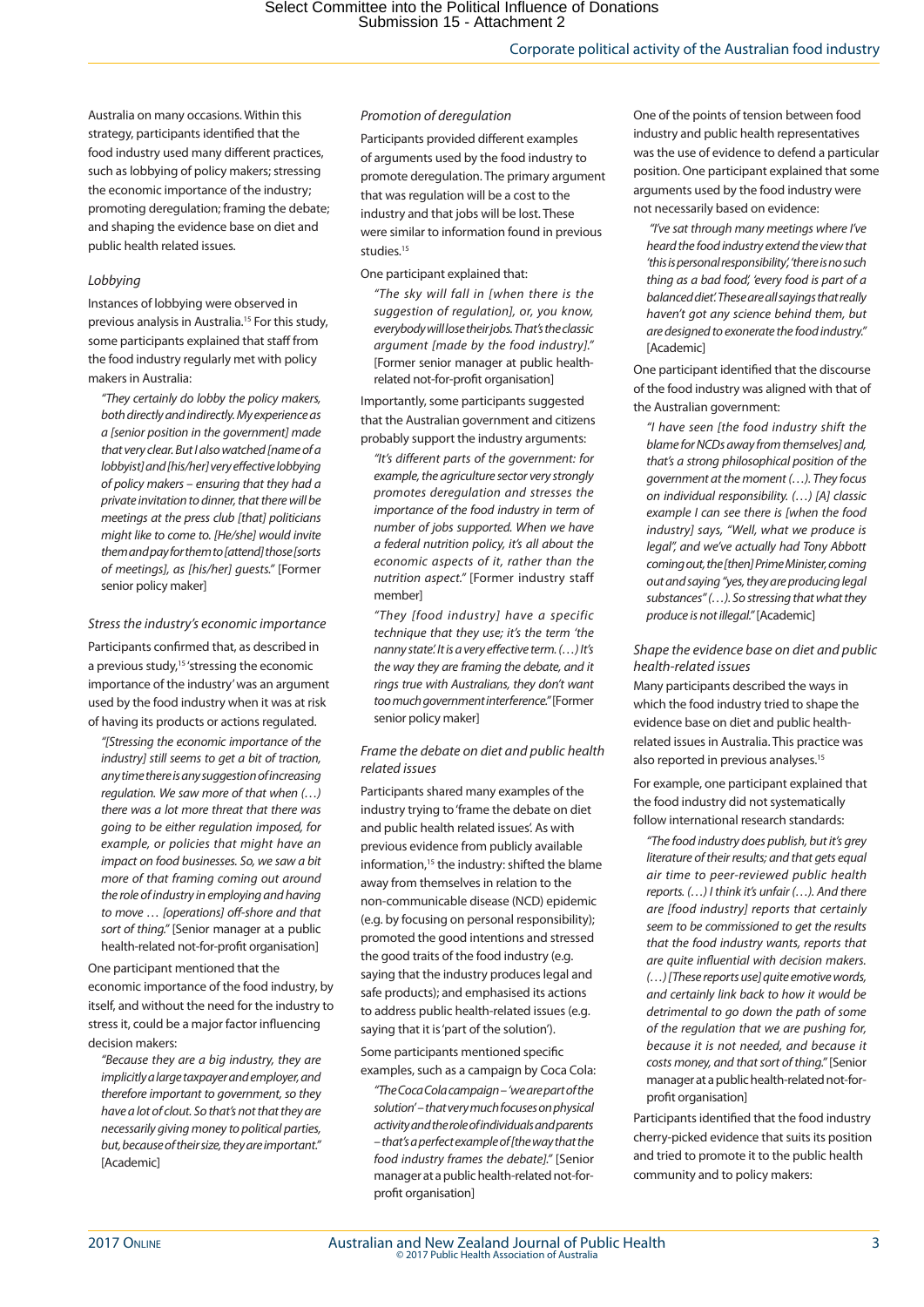Australia on many occasions. Within this strategy, participants identified that the food industry used many different practices, such as lobbying of policy makers; stressing the economic importance of the industry; promoting deregulation; framing the debate; and shaping the evidence base on diet and public health related issues.

### Lobbying

Instances of lobbying were observed in previous analysis in Australia.[15] For this study, some participants explained that staff from the food industry regularly met with policy makers in Australia:

> *"They certainly do lobby the policy makers, both directly and indirectly. My experience as a [senior position in the government] made that very clear. But I also watched [name of a lobbyist] and [his/her] very effective lobbying of policy makers – ensuring that they had a private invitation to dinner, that there will be meetings at the press club [that] politicians might like to come to. [He/she] would invite them and pay for them to [attend] those [sorts of meetings], as [his/her] guests."* [Former senior policy maker]

### Stress the industry's economic importance

Participants confirmed that, as described in a previous study,[15] 'stressing the economic importance of the industry' was an argument used by the food industry when it was at risk of having its products or actions regulated.

> *"[Stressing the economic importance of the industry] still seems to get a bit of traction, any time there is any suggestion of increasing regulation. We saw more of that when (…) there was a lot more threat that there was going to be either regulation imposed, for example, or policies that might have an impact on food businesses. So, we saw a bit more of that framing coming out around the role of industry in employing and having to move … [operations] off-shore and that sort of thing."* [Senior manager at a public health-related not-for-profit organisation]

One participant mentioned that the economic importance of the food industry, by itself, and without the need for the industry to stress it, could be a major factor influencing decision makers:

> *"Because they are a big industry, they are implicitly a large taxpayer and employer, and therefore important to government, so they have a lot of clout. So that's not that they are necessarily giving money to political parties, but, because of their size, they are important."* [Academic]

### Promotion of deregulation

Participants provided different examples of arguments used by the food industry to promote deregulation. The primary argument that was regulation will be a cost to the industry and that jobs will be lost. These were similar to information found in previous studies.[15]

One participant explained that:

> *"The sky will fall in [when there is the suggestion of regulation], or, you know, everybody will lose their jobs. That's the classic argument [made by the food industry]."* [Former senior manager at public health-related not-for-profit organisation]

Importantly, some participants suggested that the Australian government and citizens probably support the industry arguments:

> *"It's different parts of the government: for example, the agriculture sector very strongly promotes deregulation and stresses the importance of the food industry in term of number of jobs supported. When we have a federal nutrition policy, it's all about the economic aspects of it, rather than the nutrition aspect."* [Former industry staff member]

> *"They [food industry] have a specific technique that they use; it's the term 'the nanny state'. It is a very effective term. (…) It's the way they are framing the debate, and it rings true with Australians, they don't want too much government interference."* [Former senior policy maker]

### Frame the debate on diet and public health related issues

Participants shared many examples of the industry trying to 'frame the debate on diet and public health related issues'. As with previous evidence from publicly available information,[15] the industry: shifted the blame away from themselves in relation to the non-communicable disease (NCD) epidemic (e.g. by focusing on personal responsibility); promoted the good intentions and stressed the good traits of the food industry (e.g. saying that the industry produces legal and safe products); and emphasised its actions to address public health-related issues (e.g. saying that it is 'part of the solution').

Some participants mentioned specific examples, such as a campaign by Coca Cola:

> *"The Coca Cola campaign – 'we are part of the solution' – that very much focuses on physical activity and the role of individuals and parents – that's a perfect example of [the way that the food industry frames the debate]."* [Senior manager at a public health-related not-for-profit organisation]

One of the points of tension between food industry and public health representatives was the use of evidence to defend a particular position. One participant explained that some arguments used by the food industry were not necessarily based on evidence:

> *"I've sat through many meetings where I've heard the food industry extend the view that 'this is personal responsibility', 'there is no such thing as a bad food', 'every food is part of a balanced diet'. These are all sayings that really haven't got any science behind them, but are designed to exonerate the food industry."* [Academic]

One participant identified that the discourse of the food industry was aligned with that of the Australian government:

> *"I have seen [the food industry shift the blame for NCDs away from themselves] and, that's a strong philosophical position of the government at the moment (…). They focus on individual responsibility. (…) [A] classic example I can see there is [when the food industry] says, "Well, what we produce is legal", and we've actually had Tony Abbott coming out, the [then] Prime Minister, coming out and saying "yes, they are producing legal substances" (…). So stressing that what they produce is not illegal."* [Academic]

### Shape the evidence base on diet and public health-related issues

Many participants described the ways in which the food industry tried to shape the evidence base on diet and public health-related issues in Australia. This practice was also reported in previous analyses.[15]

For example, one participant explained that the food industry did not systematically follow international research standards:

> *"The food industry does publish, but it's grey literature of their results; and that gets equal air time to peer-reviewed public health reports. (…) I think it's unfair (…). And there are [food industry] reports that certainly seem to be commissioned to get the results that the food industry wants, reports that are quite influential with decision makers. (…) [These reports use] quite emotive words, and certainly link back to how it would be detrimental to go down the path of some of the regulation that we are pushing for, because it is not needed, and because it costs money, and that sort of thing."* [Senior manager at a public health-related not-for-profit organisation]

Participants identified that the food industry cherry-picked evidence that suits its position and tried to promote it to the public health community and to policy makers: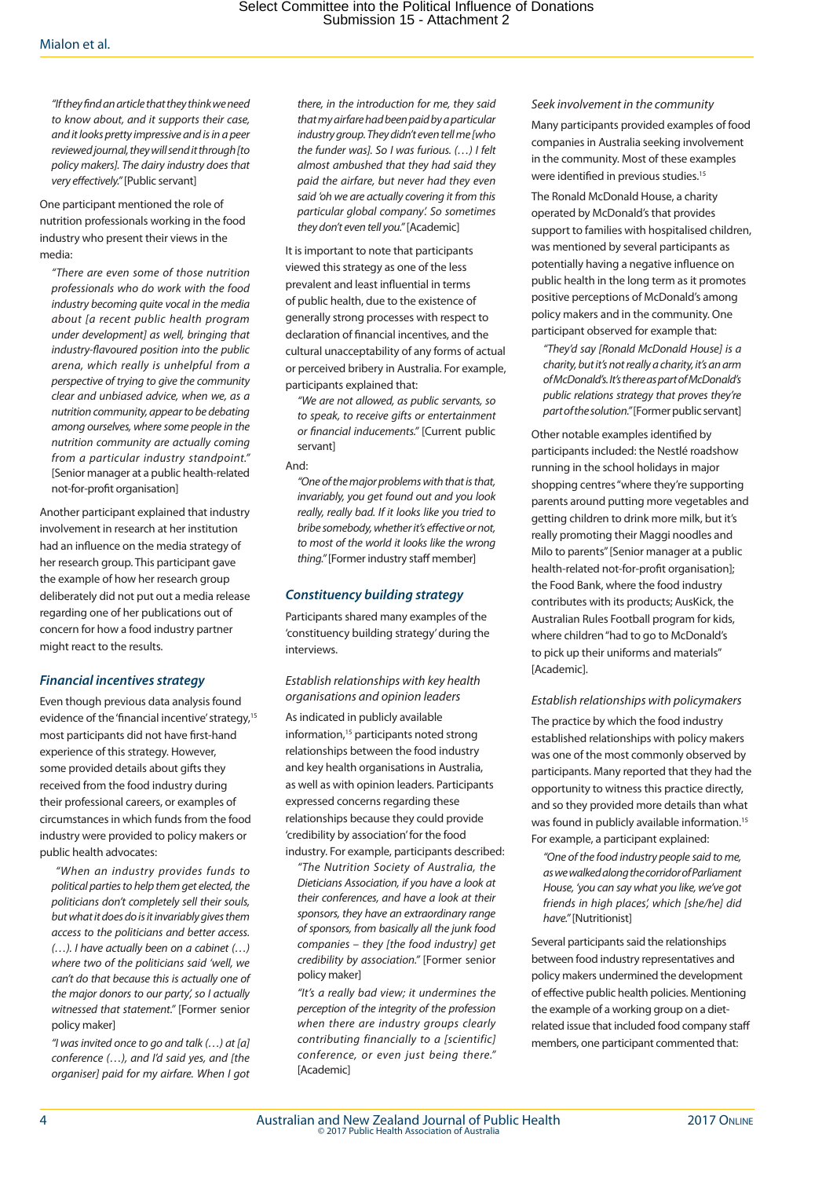*"If they find an article that they think we need to know about, and it supports their case, and it looks pretty impressive and is in a peer reviewed journal, they will send it through [to policy makers]. The dairy industry does that very effectively."* [Public servant]

One participant mentioned the role of nutrition professionals working in the food industry who present their views in the media:

> *"There are even some of those nutrition professionals who do work with the food industry becoming quite vocal in the media about [a recent public health program under development] as well, bringing that industry-flavoured position into the public arena, which really is unhelpful from a perspective of trying to give the community clear and unbiased advice, when we, as a nutrition community, appear to be debating among ourselves, where some people in the nutrition community are actually coming from a particular industry standpoint."* [Senior manager at a public health-related not-for-profit organisation]

Another participant explained that industry involvement in research at her institution had an influence on the media strategy of her research group. This participant gave the example of how her research group deliberately did not put out a media release regarding one of her publications out of concern for how a food industry partner might react to the results.

## Financial incentives strategy

Even though previous data analysis found evidence of the 'financial incentive' strategy,[15] most participants did not have first-hand experience of this strategy. However, some provided details about gifts they received from the food industry during their professional careers, or examples of circumstances in which funds from the food industry were provided to policy makers or public health advocates:

> *"When an industry provides funds to political parties to help them get elected, the politicians don't completely sell their souls, but what it does do is it invariably gives them access to the politicians and better access. (…). I have actually been on a cabinet (…) where two of the politicians said 'well, we can't do that because this is actually one of the major donors to our party', so I actually witnessed that statement."* [Former senior policy maker]

> *"I was invited once to go and talk (…) at [a] conference (…), and I'd said yes, and [the organiser] paid for my airfare. When I got there, in the introduction for me, they said that my airfare had been paid by a particular industry group. They didn't even tell me [who the funder was]. So I was furious. (…) I felt almost ambushed that they had said they paid the airfare, but never had they even said 'oh we are actually covering it from this particular global company'. So sometimes they don't even tell you."* [Academic]

It is important to note that participants viewed this strategy as one of the less prevalent and least influential in terms of public health, due to the existence of generally strong processes with respect to declaration of financial incentives, and the cultural unacceptability of any forms of actual or perceived bribery in Australia. For example, participants explained that:

> *"We are not allowed, as public servants, so to speak, to receive gifts or entertainment or financial inducements."* [Current public servant]

And:

> *"One of the major problems with that is that, invariably, you get found out and you look really, really bad. If it looks like you tried to bribe somebody, whether it's effective or not, to most of the world it looks like the wrong thing."* [Former industry staff member]

## Constituency building strategy

Participants shared many examples of the 'constituency building strategy' during the interviews.

### *Establish relationships with key health organisations and opinion leaders*

As indicated in publicly available information,[15] participants noted strong relationships between the food industry and key health organisations in Australia, as well as with opinion leaders. Participants expressed concerns regarding these relationships because they could provide 'credibility by association' for the food industry. For example, participants described:

> *"The Nutrition Society of Australia, the Dieticians Association, if you have a look at their conferences, and have a look at their sponsors, they have an extraordinary range of sponsors, from basically all the junk food companies – they [the food industry] get credibility by association."* [Former senior policy maker]

> *"It's a really bad view; it undermines the perception of the integrity of the profession when there are industry groups clearly contributing financially to a [scientific] conference, or even just being there."* [Academic]

### *Seek involvement in the community*

Many participants provided examples of food companies in Australia seeking involvement in the community. Most of these examples were identified in previous studies.[15]

The Ronald McDonald House, a charity operated by McDonald's that provides support to families with hospitalised children, was mentioned by several participants as potentially having a negative influence on public health in the long term as it promotes positive perceptions of McDonald's among policy makers and in the community. One participant observed for example that:

> *"They'd say [Ronald McDonald House] is a charity, but it's not really a charity, it's an arm of McDonald's. It's there as part of McDonald's public relations strategy that proves they're part of the solution."* [Former public servant]

Other notable examples identified by participants included: the Nestlé roadshow running in the school holidays in major shopping centres "where they're supporting parents around putting more vegetables and getting children to drink more milk, but it's really promoting their Maggi noodles and Milo to parents" [Senior manager at a public health-related not-for-profit organisation]; the Food Bank, where the food industry contributes with its products; AusKick, the Australian Rules Football program for kids, where children "had to go to McDonald's to pick up their uniforms and materials" [Academic].

### *Establish relationships with policymakers*

The practice by which the food industry established relationships with policy makers was one of the most commonly observed by participants. Many reported that they had the opportunity to witness this practice directly, and so they provided more details than what was found in publicly available information.[15] For example, a participant explained:

> *"One of the food industry people said to me, as we walked along the corridor of Parliament House, 'you can say what you like, we've got friends in high places', which [she/he] did have."* [Nutritionist]

Several participants said the relationships between food industry representatives and policy makers undermined the development of effective public health policies. Mentioning the example of a working group on a diet-related issue that included food company staff members, one participant commented that: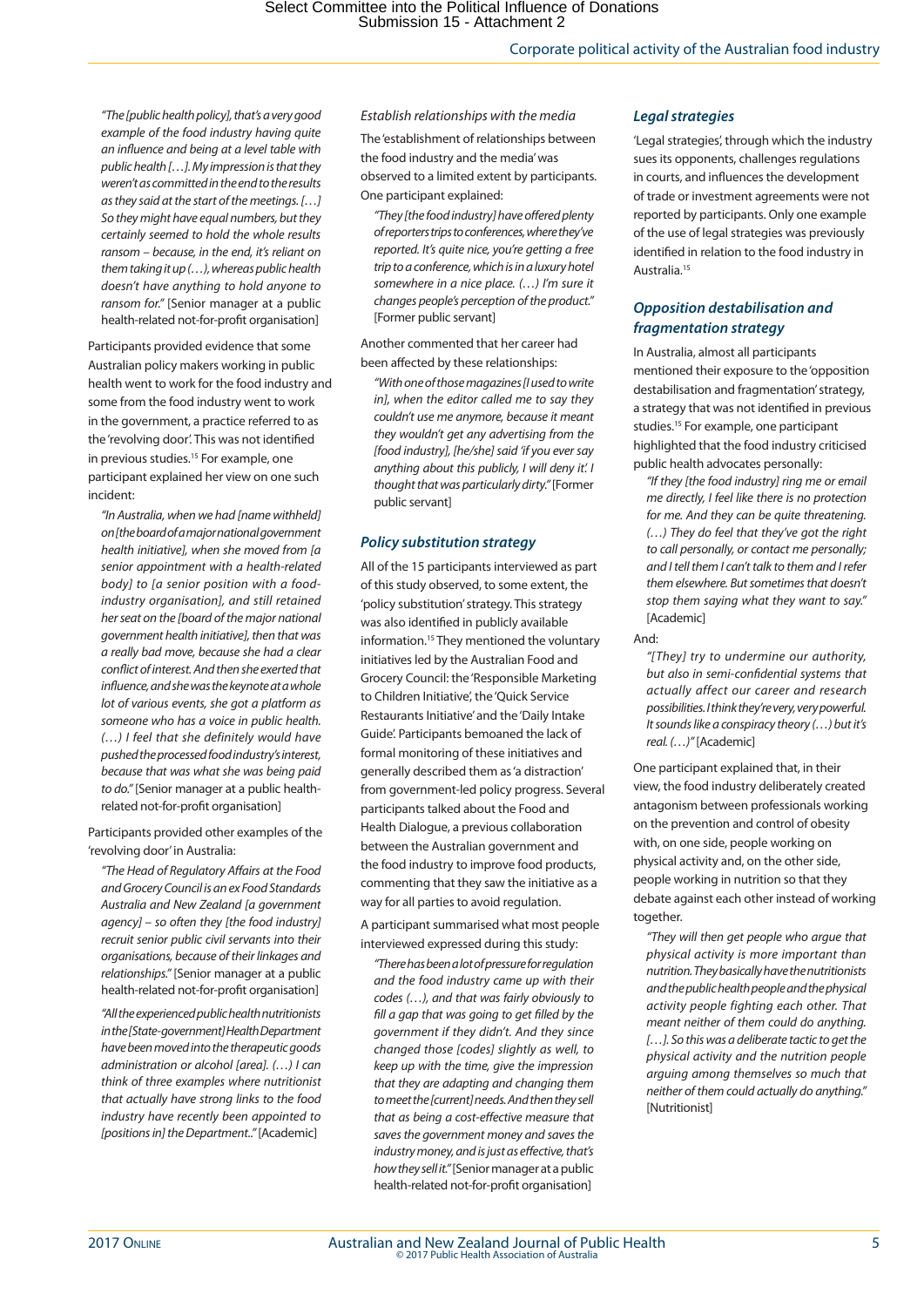*"The [public health policy], that's a very good example of the food industry having quite an influence and being at a level table with public health […]. My impression is that they weren't as committed in the end to the results as they said at the start of the meetings. […] So they might have equal numbers, but they certainly seemed to hold the whole results ransom – because, in the end, it's reliant on them taking it up (…), whereas public health doesn't have anything to hold anyone to ransom for."* [Senior manager at a public health-related not-for-profit organisation]

Participants provided evidence that some Australian policy makers working in public health went to work for the food industry and some from the food industry went to work in the government, a practice referred to as the 'revolving door'. This was not identified in previous studies.[15] For example, one participant explained her view on one such incident:

*"In Australia, when we had [name withheld] on [the board of a major national government health initiative], when she moved from [a senior appointment with a health-related body] to [a senior position with a food-industry organisation], and still retained her seat on the [board of the major national government health initiative], then that was a really bad move, because she had a clear conflict of interest. And then she exerted that influence, and she was the keynote at a whole lot of various events, she got a platform as someone who has a voice in public health. (…) I feel that she definitely would have pushed the processed food industry's interest, because that was what she was being paid to do."* [Senior manager at a public health-related not-for-profit organisation]

Participants provided other examples of the 'revolving door' in Australia:

*"The Head of Regulatory Affairs at the Food and Grocery Council is an ex Food Standards Australia and New Zealand [a government agency] – so often they [the food industry] recruit senior public civil servants into their organisations, because of their linkages and relationships."* [Senior manager at a public health-related not-for-profit organisation]

*"All the experienced public health nutritionists in the [State-government] Health Department have been moved into the therapeutic goods administration or alcohol [area]. (…) I can think of three examples where nutritionist that actually have strong links to the food industry have recently been appointed to [positions in] the Department.."* [Academic]

*Establish relationships with the media*

The 'establishment of relationships between the food industry and the media' was observed to a limited extent by participants. One participant explained:

*"They [the food industry] have offered plenty of reporters trips to conferences, where they've reported. It's quite nice, you're getting a free trip to a conference, which is in a luxury hotel somewhere in a nice place. (…) I'm sure it changes people's perception of the product."* [Former public servant]

Another commented that her career had been affected by these relationships:

*"With one of those magazines [I used to write in], when the editor called me to say they couldn't use me anymore, because it meant they wouldn't get any advertising from the [food industry], [he/she] said 'if you ever say anything about this publicly, I will deny it'. I thought that was particularly dirty."* [Former public servant]

## Policy substitution strategy

All of the 15 participants interviewed as part of this study observed, to some extent, the 'policy substitution' strategy. This strategy was also identified in publicly available information.[15] They mentioned the voluntary initiatives led by the Australian Food and Grocery Council: the 'Responsible Marketing to Children Initiative', the 'Quick Service Restaurants Initiative' and the 'Daily Intake Guide'. Participants bemoaned the lack of formal monitoring of these initiatives and generally described them as 'a distraction' from government-led policy progress. Several participants talked about the Food and Health Dialogue, a previous collaboration between the Australian government and the food industry to improve food products, commenting that they saw the initiative as a way for all parties to avoid regulation.

A participant summarised what most people interviewed expressed during this study:

*"There has been a lot of pressure for regulation and the food industry came up with their codes (…), and that was fairly obviously to fill a gap that was going to get filled by the government if they didn't. And they since changed those [codes] slightly as well, to keep up with the time, give the impression that they are adapting and changing them to meet the [current] needs. And then they sell that as being a cost-effective measure that saves the government money and saves the industry money, and is just as effective, that's how they sell it."* [Senior manager at a public health-related not-for-profit organisation]

## Legal strategies

'Legal strategies', through which the industry sues its opponents, challenges regulations in courts, and influences the development of trade or investment agreements were not reported by participants. Only one example of the use of legal strategies was previously identified in relation to the food industry in Australia.[15]

## Opposition destabilisation and fragmentation strategy

In Australia, almost all participants mentioned their exposure to the 'opposition destabilisation and fragmentation' strategy, a strategy that was not identified in previous studies.[15] For example, one participant highlighted that the food industry criticised public health advocates personally:

*"If they [the food industry] ring me or email me directly, I feel like there is no protection for me. And they can be quite threatening. (…) They do feel that they've got the right to call personally, or contact me personally; and I tell them I can't talk to them and I refer them elsewhere. But sometimes that doesn't stop them saying what they want to say."* [Academic]

And:

*"[They] try to undermine our authority, but also in semi-confidential systems that actually affect our career and research possibilities. I think they're very, very powerful. It sounds like a conspiracy theory (…) but it's real. (…)"* [Academic]

One participant explained that, in their view, the food industry deliberately created antagonism between professionals working on the prevention and control of obesity with, on one side, people working on physical activity and, on the other side, people working in nutrition so that they debate against each other instead of working together.

*"They will then get people who argue that physical activity is more important than nutrition. They basically have the nutritionists and the public health people and the physical activity people fighting each other. That meant neither of them could do anything. […]. So this was a deliberate tactic to get the physical activity and the nutrition people arguing among themselves so much that neither of them could actually do anything."* [Nutritionist]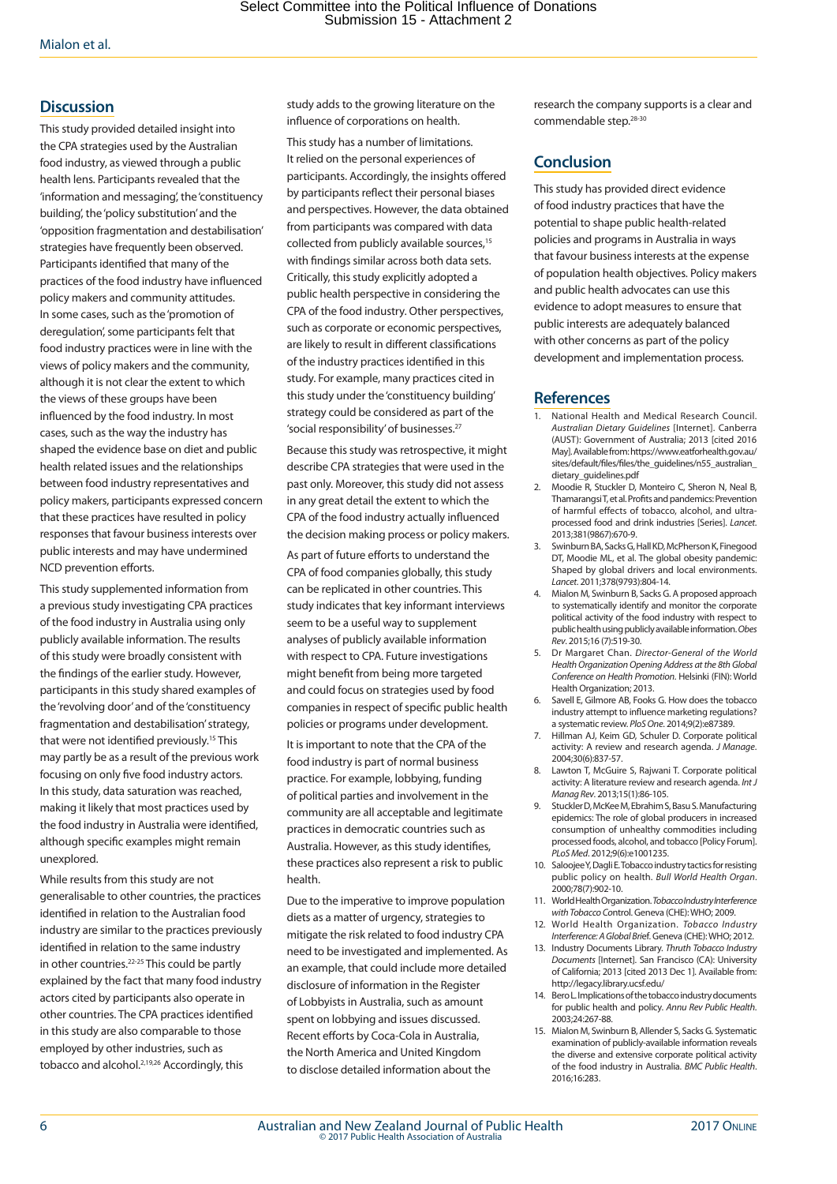## Discussion

This study provided detailed insight into the CPA strategies used by the Australian food industry, as viewed through a public health lens. Participants revealed that the 'information and messaging', the 'constituency building', the 'policy substitution' and the 'opposition fragmentation and destabilisation' strategies have frequently been observed. Participants identified that many of the practices of the food industry have influenced policy makers and community attitudes. In some cases, such as the 'promotion of deregulation', some participants felt that food industry practices were in line with the views of policy makers and the community, although it is not clear the extent to which the views of these groups have been influenced by the food industry. In most cases, such as the way the industry has shaped the evidence base on diet and public health related issues and the relationships between food industry representatives and policy makers, participants expressed concern that these practices have resulted in policy responses that favour business interests over public interests and may have undermined NCD prevention efforts.

This study supplemented information from a previous study investigating CPA practices of the food industry in Australia using only publicly available information. The results of this study were broadly consistent with the findings of the earlier study. However, participants in this study shared examples of the 'revolving door' and of the 'constituency fragmentation and destabilisation' strategy, that were not identified previously.[15] This may partly be as a result of the previous work focusing on only five food industry actors. In this study, data saturation was reached, making it likely that most practices used by the food industry in Australia were identified, although specific examples might remain unexplored.

While results from this study are not generalisable to other countries, the practices identified in relation to the Australian food industry are similar to the practices previously identified in relation to the same industry in other countries.[22-25] This could be partly explained by the fact that many food industry actors cited by participants also operate in other countries. The CPA practices identified in this study are also comparable to those employed by other industries, such as tobacco and alcohol.[2,19,26] Accordingly, this study adds to the growing literature on the influence of corporations on health.

This study has a number of limitations. It relied on the personal experiences of participants. Accordingly, the insights offered by participants reflect their personal biases and perspectives. However, the data obtained from participants was compared with data collected from publicly available sources,[15] with findings similar across both data sets. Critically, this study explicitly adopted a public health perspective in considering the CPA of the food industry. Other perspectives, such as corporate or economic perspectives, are likely to result in different classifications of the industry practices identified in this study. For example, many practices cited in this study under the 'constituency building' strategy could be considered as part of the 'social responsibility' of businesses.[27]

Because this study was retrospective, it might describe CPA strategies that were used in the past only. Moreover, this study did not assess in any great detail the extent to which the CPA of the food industry actually influenced the decision making process or policy makers.

As part of future efforts to understand the CPA of food companies globally, this study can be replicated in other countries. This study indicates that key informant interviews seem to be a useful way to supplement analyses of publicly available information with respect to CPA. Future investigations might benefit from being more targeted and could focus on strategies used by food companies in respect of specific public health policies or programs under development.

It is important to note that the CPA of the food industry is part of normal business practice. For example, lobbying, funding of political parties and involvement in the community are all acceptable and legitimate practices in democratic countries such as Australia. However, as this study identifies, these practices also represent a risk to public health.

Due to the imperative to improve population diets as a matter of urgency, strategies to mitigate the risk related to food industry CPA need to be investigated and implemented. As an example, that could include more detailed disclosure of information in the Register of Lobbyists in Australia, such as amount spent on lobbying and issues discussed. Recent efforts by Coca-Cola in Australia, the North America and United Kingdom to disclose detailed information about the research the company supports is a clear and commendable step.[28-30]

## Conclusion

This study has provided direct evidence of food industry practices that have the potential to shape public health-related policies and programs in Australia in ways that favour business interests at the expense of population health objectives. Policy makers and public health advocates can use this evidence to adopt measures to ensure that public interests are adequately balanced with other concerns as part of the policy development and implementation process.

## References

1. National Health and Medical Research Council. *Australian Dietary Guidelines* [Internet]. Canberra (AUST): Government of Australia; 2013 [cited 2016 May]. Available from: https://www.eatforhealth.gov.au/sites/default/files/files/the_guidelines/n55_australian_dietary_guidelines.pdf
2. Moodie R, Stuckler D, Monteiro C, Sheron N, Neal B, Thamarangsi T, et al. Profits and pandemics: Prevention of harmful effects of tobacco, alcohol, and ultra-processed food and drink industries [Series]. *Lancet*. 2013;381(9867):670-9.
3. Swinburn BA, Sacks G, Hall KD, McPherson K, Finegood DT, Moodie ML, et al. The global obesity pandemic: Shaped by global drivers and local environments. *Lancet*. 2011;378(9793):804-14.
4. Mialon M, Swinburn B, Sacks G. A proposed approach to systematically identify and monitor the corporate political activity of the food industry with respect to public health using publicly available information. *Obes Rev*. 2015;16 (7):519-30.
5. Dr Margaret Chan. *Director-General of the World Health Organization Opening Address at the 8th Global Conference on Health Promotion*. Helsinki (FIN): World Health Organization; 2013.
6. Savell E, Gilmore AB, Fooks G. How does the tobacco industry attempt to influence marketing regulations? a systematic review. *PloS One*. 2014;9(2):e87389.
7. Hillman AJ, Keim GD, Schuler D. Corporate political activity: A review and research agenda. *J Manage*. 2004;30(6):837-57.
8. Lawton T, McGuire S, Rajwani T. Corporate political activity: A literature review and research agenda. *Int J Manag Rev*. 2013;15(1):86-105.
9. Stuckler D, McKee M, Ebrahim S, Basu S. Manufacturing epidemics: The role of global producers in increased consumption of unhealthy commodities including processed foods, alcohol, and tobacco [Policy Forum]. *PLoS Med*. 2012;9(6):e1001235.
10. Saloojee Y, Dagli E. Tobacco industry tactics for resisting public policy on health. *Bull World Health Organ*. 2000;78(7):902-10.
11. World Health Organization. *Tobacco Industry Interference with Tobacco Control*. Geneva (CHE): WHO; 2009.
12. World Health Organization. *Tobacco Industry Interference: A Global Brief*. Geneva (CHE): WHO; 2012.
13. Industry Documents Library. *Thruth Tobacco Industry Documents* [Internet]. San Francisco (CA): University of California; 2013 [cited 2013 Dec 1]. Available from: http://legacy.library.ucsf.edu/
14. Bero L. Implications of the tobacco industry documents for public health and policy. *Annu Rev Public Health*. 2003;24:267-88.
15. Mialon M, Swinburn B, Allender S, Sacks G. Systematic examination of publicly-available information reveals the diverse and extensive corporate political activity of the food industry in Australia. *BMC Public Health*. 2016;16:283.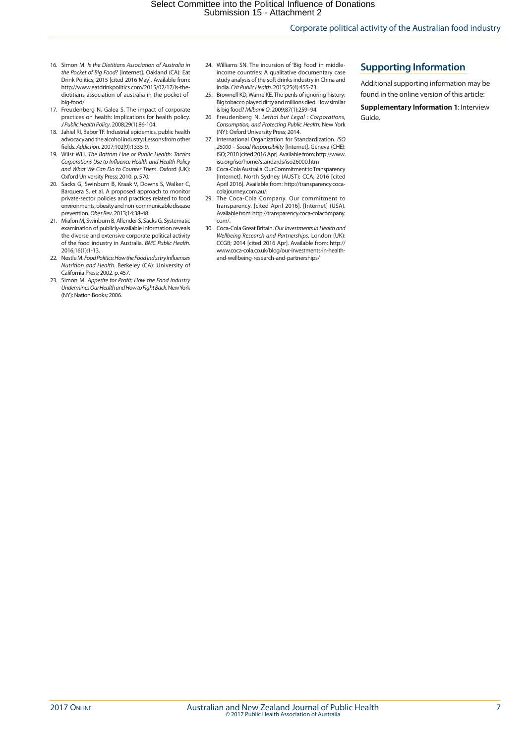16. Simon M. *Is the Dietitians Association of Australia in the Pocket of Big Food?* [Internet]. Oakland (CA): Eat Drink Politics; 2015 [cited 2016 May]. Available from: http://www.eatdrinkpolitics.com/2015/02/17/is-the-dietitians-association-of-australia-in-the-pocket-of-big-food/
17. Freudenberg N, Galea S. The impact of corporate practices on health: Implications for health policy. *J Public Health Policy*. 2008;29(1):86-104.
18. Jahiel RI, Babor TF. Industrial epidemics, public health advocacy and the alcohol industry: Lessons from other fields. *Addiction*. 2007;102(9):1335-9.
19. Wiist WH. *The Bottom Line or Public Health: Tactics Corporations Use to Influence Health and Health Policy and What We Can Do to Counter Them*. Oxford (UK): Oxford University Press; 2010. p. 570.
20. Sacks G, Swinburn B, Kraak V, Downs S, Walker C, Barquera S, et al. A proposed approach to monitor private-sector policies and practices related to food environments, obesity and non-communicable disease prevention. *Obes Rev*. 2013;14:38-48.
21. Mialon M, Swinburn B, Allender S, Sacks G. Systematic examination of publicly-available information reveals the diverse and extensive corporate political activity of the food industry in Australia. *BMC Public Health*. 2016;16(1):1-13.
22. Nestle M. *Food Politics: How the Food Industry Influences Nutrition and Health*. Berkeley (CA): University of California Press; 2002. p. 457.
23. Simon M. *Appetite for Profit: How the Food Industry Undermines Our Health and How to Fight Back*. New York (NY): Nation Books; 2006.
24. Williams SN. The incursion of 'Big Food' in middle-income countries: A qualitative documentary case study analysis of the soft drinks industry in China and India. *Crit Public Health*. 2015;25(4):455-73.
25. Brownell KD, Warne KE. The perils of ignoring history: Big tobacco played dirty and millions died. How similar is big food? *Milbank Q*. 2009;87(1):259–94.
26. Freudenberg N. *Lethal but Legal : Corporations, Consumption, and Protecting Public Health*. New York (NY): Oxford University Press; 2014.
27. International Organization for Standardization. *ISO 26000 – Social Responsibility* [Internet]. Geneva (CHE): ISO; 2010 [cited 2016 Apr]. Available from: http://www.iso.org/iso/home/standards/iso26000.htm
28. Coca-Cola Australia. Our Commitment to Transparency [Internet]. North Sydney (AUST): CCA; 2016 [cited April 2016]. Available from: http://transparency.coca-colajourney.com.au/.
29. The Coca-Cola Company. Our commitment to transparency. [cited April 2016]. [Internet] (USA). Available from: http://transparency.coca-colacompany.com/.
30. Coca-Cola Great Britain. *Our Investments in Health and Wellbeing Research and Partnerships*. London (UK): CCGB; 2014 [cited 2016 Apr]. Available from: http://www.coca-cola.co.uk/blog/our-investments-in-health-and-wellbeing-research-and-partnerships/

## Supporting Information

Additional supporting information may be found in the online version of this article:

**Supplementary Information 1**: Interview Guide.